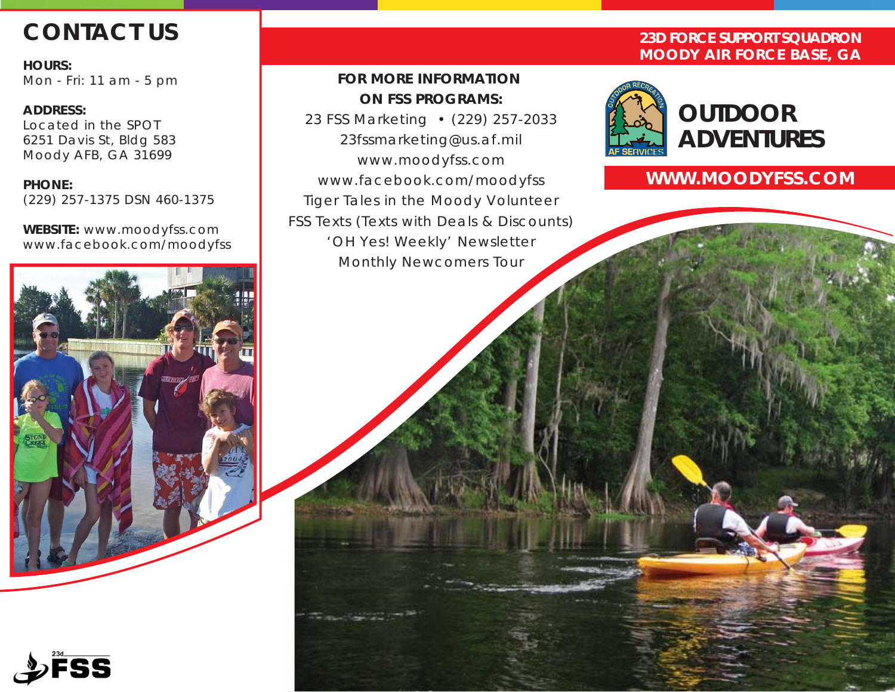# CONTACT US

**HOURS:**
Mon - Fri: 11 am - 5 pm

**ADDRESS:**
Located in the SPOT
6251 Davis St, Bldg 583
Moody AFB, GA 31699

**PHONE:**
(229) 257-1375 DSN 460-1375

**WEBSITE:** www.moodyfss.com
www.facebook.com/moodyfss

23d FSS

**FOR MORE INFORMATION ON FSS PROGRAMS:**

23 FSS Marketing • (229) 257-2033
23fssmarketing@us.af.mil
www.moodyfss.com
www.facebook.com/moodyfss
Tiger Tales in the Moody Volunteer
FSS Texts (Texts with Deals & Discounts)
'OH Yes! Weekly' Newsletter
Monthly Newcomers Tour

**23D FORCE SUPPORT SQUADRON**
**MOODY AIR FORCE BASE, GA**

Outdoor Recreation
AF Services

# OUTDOOR ADVENTURES

**WWW.MOODYFSS.COM**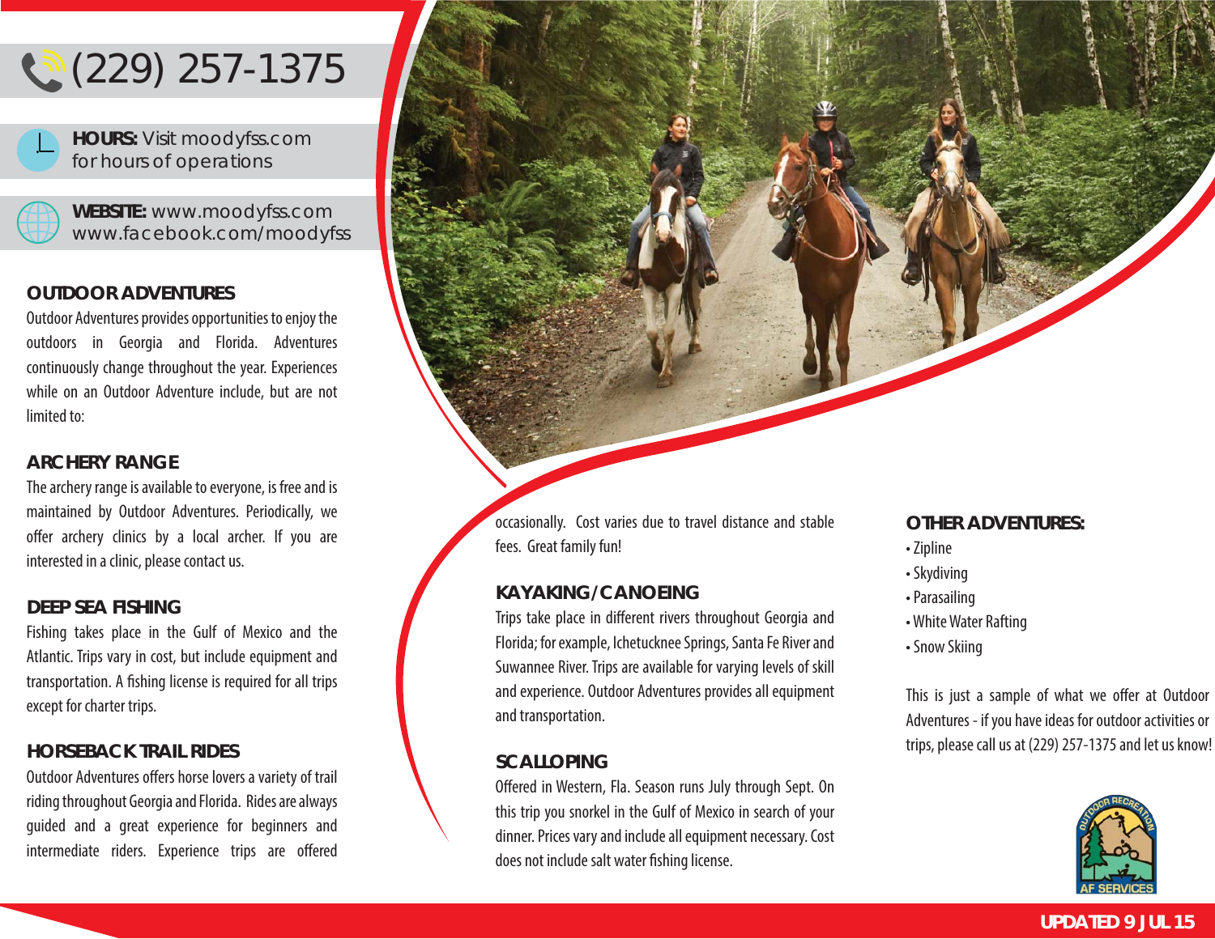(229) 257-1375

**HOURS:** Visit moodyfss.com for hours of operations

**WEBSITE:** www.moodyfss.com www.facebook.com/moodyfss

## OUTDOOR ADVENTURES

Outdoor Adventures provides opportunities to enjoy the outdoors in Georgia and Florida. Adventures continuously change throughout the year. Experiences while on an Outdoor Adventure include, but are not limited to:

### ARCHERY RANGE

The archery range is available to everyone, is free and is maintained by Outdoor Adventures. Periodically, we offer archery clinics by a local archer. If you are interested in a clinic, please contact us.

### DEEP SEA FISHING

Fishing takes place in the Gulf of Mexico and the Atlantic. Trips vary in cost, but include equipment and transportation. A fishing license is required for all trips except for charter trips.

### HORSEBACK TRAIL RIDES

Outdoor Adventures offers horse lovers a variety of trail riding throughout Georgia and Florida. Rides are always guided and a great experience for beginners and intermediate riders. Experience trips are offered occasionally. Cost varies due to travel distance and stable fees. Great family fun!

### KAYAKING/CANOEING

Trips take place in different rivers throughout Georgia and Florida; for example, Ichetucknee Springs, Santa Fe River and Suwannee River. Trips are available for varying levels of skill and experience. Outdoor Adventures provides all equipment and transportation.

### SCALLOPING

Offered in Western, Fla. Season runs July through Sept. On this trip you snorkel in the Gulf of Mexico in search of your dinner. Prices vary and include all equipment necessary. Cost does not include salt water fishing license.

### OTHER ADVENTURES:

- Zipline
- Skydiving
- Parasailing
- White Water Rafting
- Snow Skiing

This is just a sample of what we offer at Outdoor Adventures - if you have ideas for outdoor activities or trips, please call us at (229) 257-1375 and let us know!

OUTDOOR RECREATION AF SERVICES

UPDATED 9 JUL 15